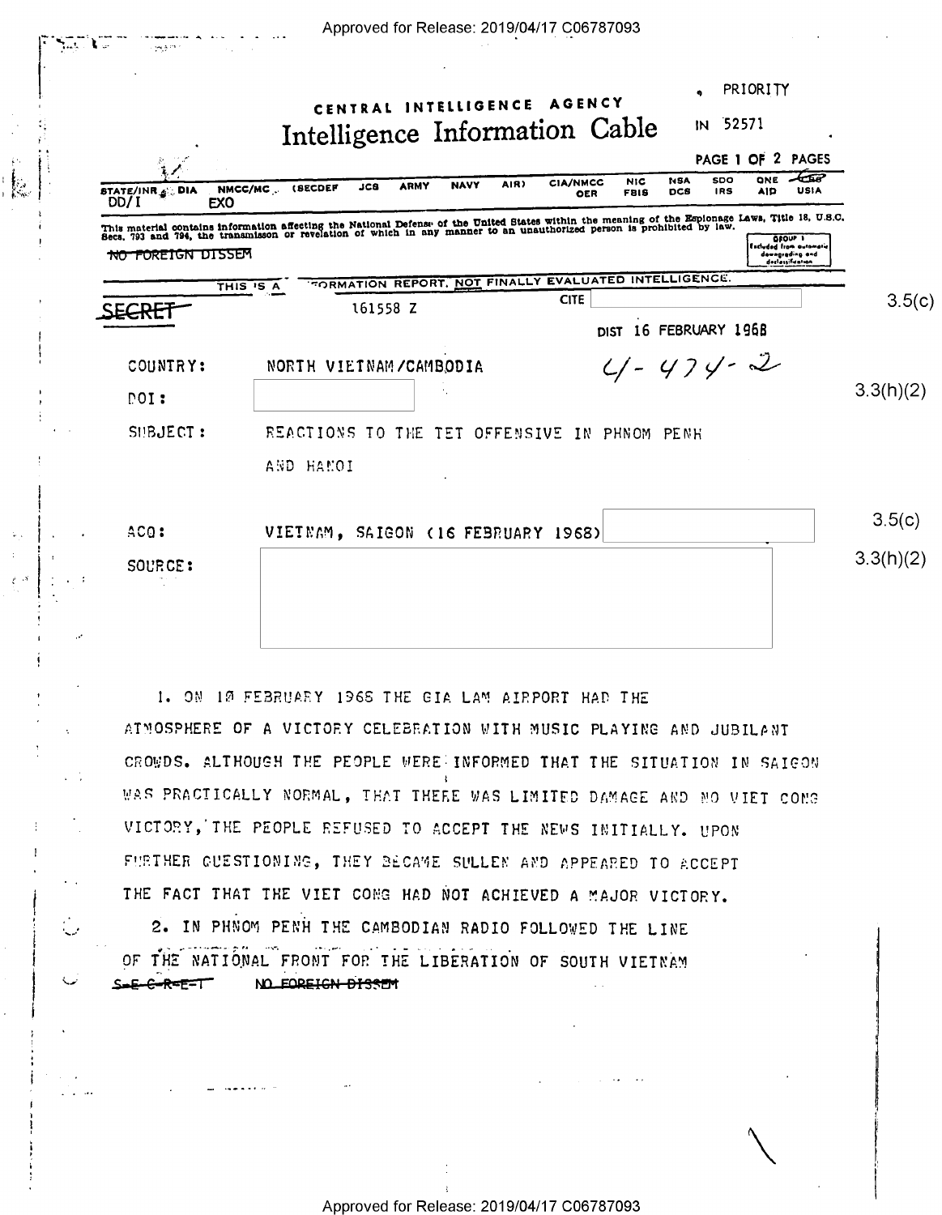PRIORITY

CENTRAL INTELLIGENCE AGENCY

# Intelligence Information Cable

IN 52571

PAGE 1 OF 2 PAGES

STATE/INR DIA NMCC/MC (SECDEF JCS ARMY NAVY AIR) CIA/NMCC NIC NSA SDO ONE CSG
DD/I EXO OER FBIS DCS IRS AID USIA

This material contains information affecting the National Defense of the United States within the meaning of the Espionage Laws, Title 18, U.S.C. Secs. 793 and 794, the transmission or revelation of which in any manner to an unauthorized person is prohibited by law.

~~NO FOREIGN DISSEM~~

GROUP 1
Excluded from automatic downgrading and declassification

THIS IS AN INFORMATION REPORT, NOT FINALLY EVALUATED INTELLIGENCE.

~~SECRET~~ 161558 Z CITE [ ] 3.5(c)

DIST 16 FEBRUARY 1968

COUNTRY: NORTH VIETNAM/CAMBODIA 4-474-2

DOI: [ ] 3.3(h)(2)

SUBJECT: REACTIONS TO THE TET OFFENSIVE IN PHNOM PENH AND HANOI

ACQ: VIETNAM, SAIGON (16 FEBRUARY 1968) [ ] 3.5(c)

SOURCE: [ ] 3.3(h)(2)

1. ON 10 FEBRUARY 1968 THE GIA LAM AIRPORT HAD THE ATMOSPHERE OF A VICTORY CELEBRATION WITH MUSIC PLAYING AND JUBILANT CROWDS. ALTHOUGH THE PEOPLE WERE INFORMED THAT THE SITUATION IN SAIGON WAS PRACTICALLY NORMAL, THAT THERE WAS LIMITED DAMAGE AND NO VIET CONG VICTORY, THE PEOPLE REFUSED TO ACCEPT THE NEWS INITIALLY. UPON FURTHER QUESTIONING, THEY BECAME SULLEN AND APPEARED TO ACCEPT THE FACT THAT THE VIET CONG HAD NOT ACHIEVED A MAJOR VICTORY.

2. IN PHNOM PENH THE CAMBODIAN RADIO FOLLOWED THE LINE OF THE NATIONAL FRONT FOR THE LIBERATION OF SOUTH VIETNAM

~~S-E-C-R-E-T~~ ~~NO FOREIGN DISSEM~~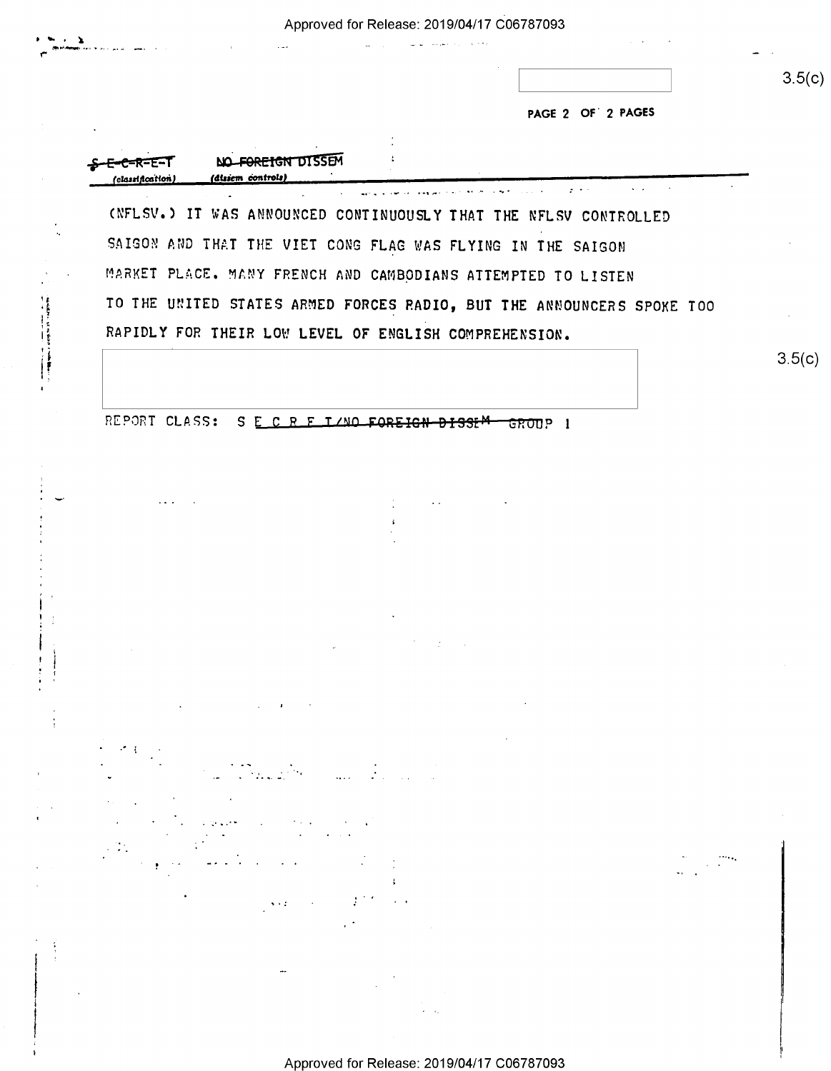3.5(c)

PAGE 2 OF 2 PAGES

~~S-E-C-R-E-T~~ ~~NO FOREIGN DISSEM~~
(classification) (dissem controls)

(NFLSV.) IT WAS ANNOUNCED CONTINUOUSLY THAT THE NFLSV CONTROLLED SAIGON AND THAT THE VIET CONG FLAG WAS FLYING IN THE SAIGON MARKET PLACE. MANY FRENCH AND CAMBODIANS ATTEMPTED TO LISTEN TO THE UNITED STATES ARMED FORCES RADIO, BUT THE ANNOUNCERS SPOKE TOO RAPIDLY FOR THEIR LOW LEVEL OF ENGLISH COMPREHENSION.

3.5(c)

REPORT CLASS: S E C R E T/NO ~~FOREIGN DISSEM~~ GROUP 1